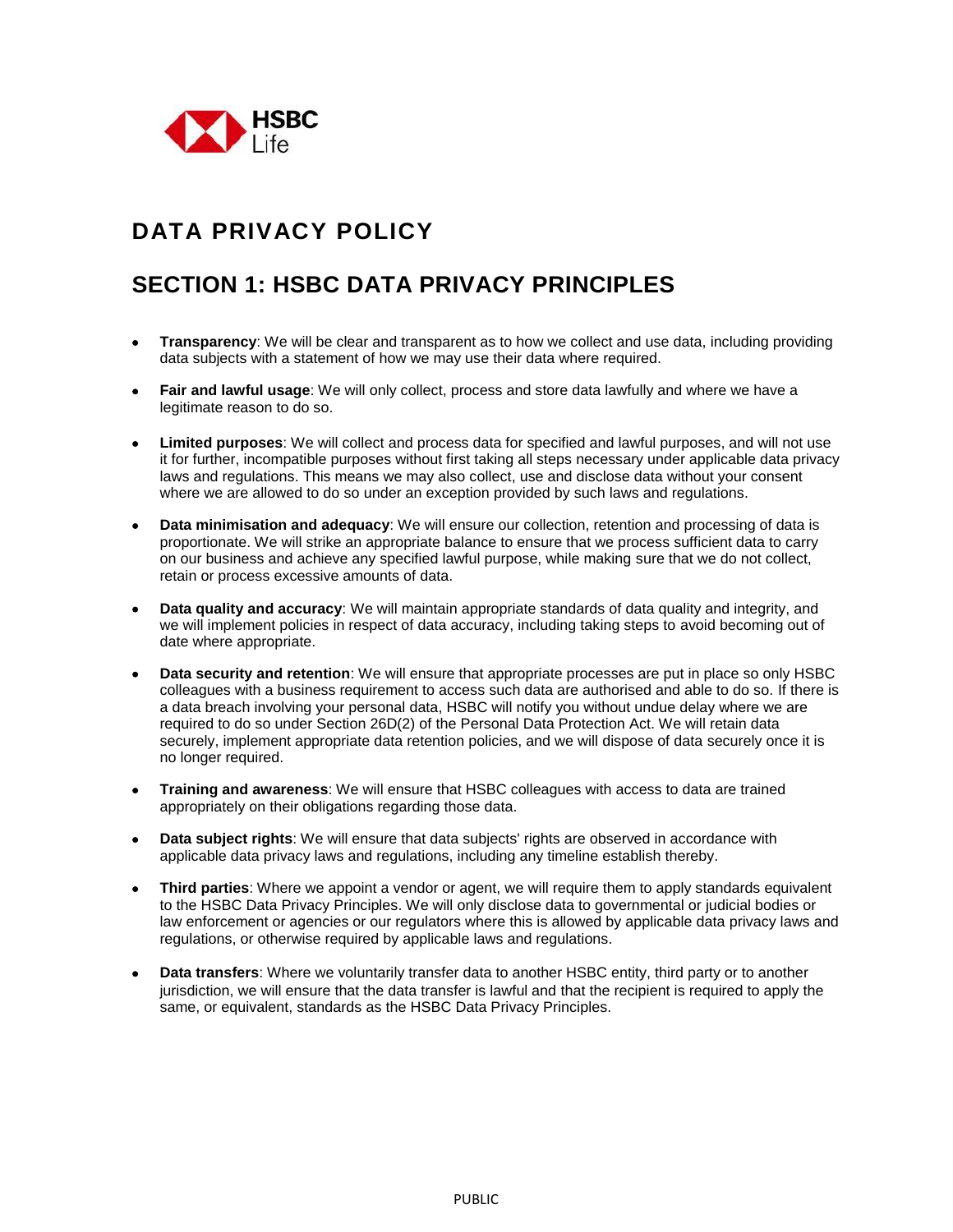# DATA PRIVACY POLICY

## SECTION 1: HSBC DATA PRIVACY PRINCIPLES

- **Transparency**: We will be clear and transparent as to how we collect and use data, including providing data subjects with a statement of how we may use their data where required.
- **Fair and lawful usage**: We will only collect, process and store data lawfully and where we have a legitimate reason to do so.
- **Limited purposes**: We will collect and process data for specified and lawful purposes, and will not use it for further, incompatible purposes without first taking all steps necessary under applicable data privacy laws and regulations. This means we may also collect, use and disclose data without your consent where we are allowed to do so under an exception provided by such laws and regulations.
- **Data minimisation and adequacy**: We will ensure our collection, retention and processing of data is proportionate. We will strike an appropriate balance to ensure that we process sufficient data to carry on our business and achieve any specified lawful purpose, while making sure that we do not collect, retain or process excessive amounts of data.
- **Data quality and accuracy**: We will maintain appropriate standards of data quality and integrity, and we will implement policies in respect of data accuracy, including taking steps to avoid becoming out of date where appropriate.
- **Data security and retention**: We will ensure that appropriate processes are put in place so only HSBC colleagues with a business requirement to access such data are authorised and able to do so. If there is a data breach involving your personal data, HSBC will notify you without undue delay where we are required to do so under Section 26D(2) of the Personal Data Protection Act. We will retain data securely, implement appropriate data retention policies, and we will dispose of data securely once it is no longer required.
- **Training and awareness**: We will ensure that HSBC colleagues with access to data are trained appropriately on their obligations regarding those data.
- **Data subject rights**: We will ensure that data subjects' rights are observed in accordance with applicable data privacy laws and regulations, including any timeline establish thereby.
- **Third parties**: Where we appoint a vendor or agent, we will require them to apply standards equivalent to the HSBC Data Privacy Principles. We will only disclose data to governmental or judicial bodies or law enforcement or agencies or our regulators where this is allowed by applicable data privacy laws and regulations, or otherwise required by applicable laws and regulations.
- **Data transfers**: Where we voluntarily transfer data to another HSBC entity, third party or to another jurisdiction, we will ensure that the data transfer is lawful and that the recipient is required to apply the same, or equivalent, standards as the HSBC Data Privacy Principles.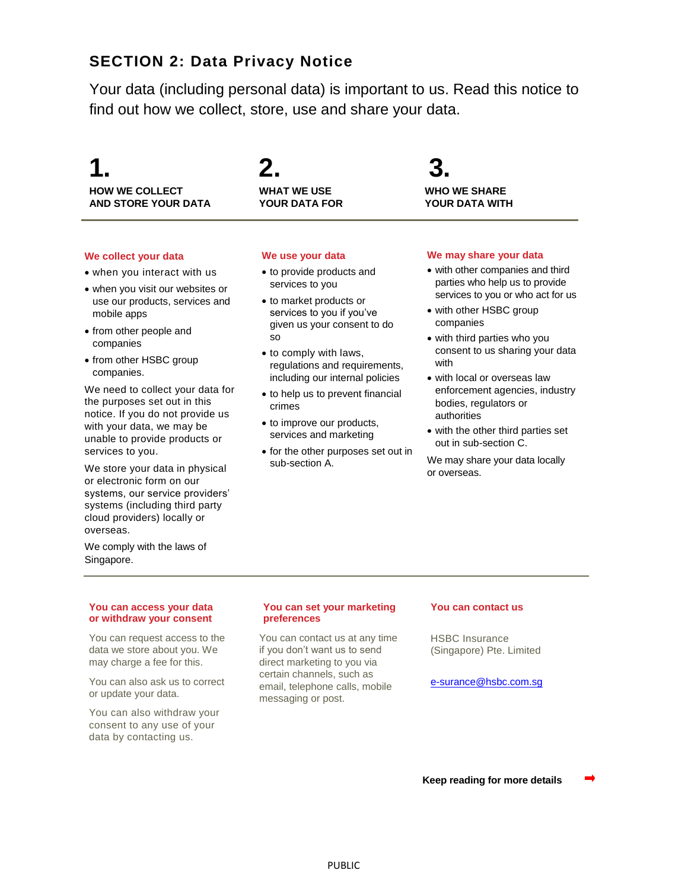## SECTION 2: Data Privacy Notice

Your data (including personal data) is important to us. Read this notice to find out how we collect, store, use and share your data.

### 1. HOW WE COLLECT AND STORE YOUR DATA

**We collect your data**

- when you interact with us
- when you visit our websites or use our products, services and mobile apps
- from other people and companies
- from other HSBC group companies.

We need to collect your data for the purposes set out in this notice. If you do not provide us with your data, we may be unable to provide products or services to you.

We store your data in physical or electronic form on our systems, our service providers' systems (including third party cloud providers) locally or overseas.

We comply with the laws of Singapore.

### 2. WHAT WE USE YOUR DATA FOR

**We use your data**

- to provide products and services to you
- to market products or services to you if you've given us your consent to do so
- to comply with laws, regulations and requirements, including our internal policies
- to help us to prevent financial crimes
- to improve our products, services and marketing
- for the other purposes set out in sub-section A.

### 3. WHO WE SHARE YOUR DATA WITH

**We may share your data**

- with other companies and third parties who help us to provide services to you or who act for us
- with other HSBC group companies
- with third parties who you consent to us sharing your data with
- with local or overseas law enforcement agencies, industry bodies, regulators or authorities
- with the other third parties set out in sub-section C.

We may share your data locally or overseas.

---

**You can access your data or withdraw your consent**

You can request access to the data we store about you. We may charge a fee for this.

You can also ask us to correct or update your data.

You can also withdraw your consent to any use of your data by contacting us.

**You can set your marketing preferences**

You can contact us at any time if you don't want us to send direct marketing to you via certain channels, such as email, telephone calls, mobile messaging or post.

**You can contact us**

HSBC Insurance (Singapore) Pte. Limited

e-surance@hsbc.com.sg

**Keep reading for more details** ➡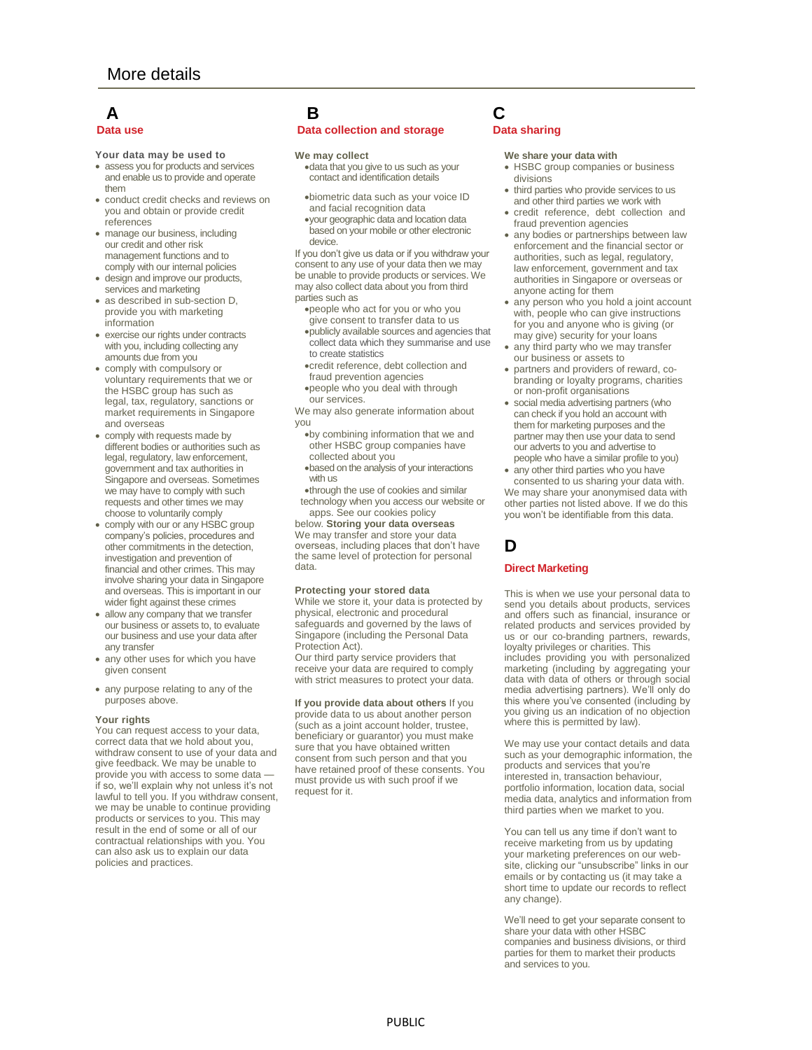# More details

## A
## Data use

**Your data may be used to**

- assess you for products and services and enable us to provide and operate them
- conduct credit checks and reviews on you and obtain or provide credit references
- manage our business, including our credit and other risk management functions and to comply with our internal policies
- design and improve our products, services and marketing
- as described in sub-section D, provide you with marketing information
- exercise our rights under contracts with you, including collecting any amounts due from you
- comply with compulsory or voluntary requirements that we or the HSBC group has such as legal, tax, regulatory, sanctions or market requirements in Singapore and overseas
- comply with requests made by different bodies or authorities such as legal, regulatory, law enforcement, government and tax authorities in Singapore and overseas. Sometimes we may have to comply with such requests and other times we may choose to voluntarily comply
- comply with our or any HSBC group company's policies, procedures and other commitments in the detection, investigation and prevention of financial and other crimes. This may involve sharing your data in Singapore and overseas. This is important in our wider fight against these crimes
- allow any company that we transfer our business or assets to, to evaluate our business and use your data after any transfer
- any other uses for which you have given consent
- any purpose relating to any of the purposes above.

**Your rights**

You can request access to your data, correct data that we hold about you, withdraw consent to use of your data and give feedback. We may be unable to provide you with access to some data — if so, we'll explain why not unless it's not lawful to tell you. If you withdraw consent, we may be unable to continue providing products or services to you. This may result in the end of some or all of our contractual relationships with you. You can also ask us to explain our data policies and practices.

## B
## Data collection and storage

**We may collect**

- data that you give to us such as your contact and identification details
- biometric data such as your voice ID and facial recognition data
- your geographic data and location data based on your mobile or other electronic device.

If you don't give us data or if you withdraw your consent to any use of your data then we may be unable to provide products or services. We may also collect data about you from third parties such as

- people who act for you or who you give consent to transfer data to us
- publicly available sources and agencies that collect data which they summarise and use to create statistics
- credit reference, debt collection and fraud prevention agencies
- people who you deal with through our services.

We may also generate information about you

- by combining information that we and other HSBC group companies have collected about you
- based on the analysis of your interactions with us
- through the use of cookies and similar technology when you access our website or apps. See our cookies policy below.

**Storing your data overseas**
We may transfer and store your data overseas, including places that don't have the same level of protection for personal data.

**Protecting your stored data**
While we store it, your data is protected by physical, electronic and procedural safeguards and governed by the laws of Singapore (including the Personal Data Protection Act).
Our third party service providers that receive your data are required to comply with strict measures to protect your data.

**If you provide data about others** If you provide data to us about another person (such as a joint account holder, trustee, beneficiary or guarantor) you must make sure that you have obtained written consent from such person and that you have retained proof of these consents. You must provide us with such proof if we request for it.

## C
## Data sharing

**We share your data with**

- HSBC group companies or business divisions
- third parties who provide services to us and other third parties we work with
- credit reference, debt collection and fraud prevention agencies
- any bodies or partnerships between law enforcement and the financial sector or authorities, such as legal, regulatory, law enforcement, government and tax authorities in Singapore or overseas or anyone acting for them
- any person who you hold a joint account with, people who can give instructions for you and anyone who is giving (or may give) security for your loans
- any third party who we may transfer our business or assets to
- partners and providers of reward, co-branding or loyalty programs, charities or non-profit organisations
- social media advertising partners (who can check if you hold an account with them for marketing purposes and the partner may then use your data to send our adverts to you and advertise to people who have a similar profile to you)
- any other third parties who you have consented to us sharing your data with.

We may share your anonymised data with other parties not listed above. If we do this you won't be identifiable from this data.

## D
## Direct Marketing

This is when we use your personal data to send you details about products, services and offers such as financial, insurance or related products and services provided by us or our co-branding partners, rewards, loyalty privileges or charities. This includes providing you with personalized marketing (including by aggregating your data with data of others or through social media advertising partners). We'll only do this where you've consented (including by you giving us an indication of no objection where this is permitted by law).

We may use your contact details and data such as your demographic information, the products and services that you're interested in, transaction behaviour, portfolio information, location data, social media data, analytics and information from third parties when we market to you.

You can tell us any time if don't want to receive marketing from us by updating your marketing preferences on our website, clicking our "unsubscribe" links in our emails or by contacting us (it may take a short time to update our records to reflect any change).

We'll need to get your separate consent to share your data with other HSBC companies and business divisions, or third parties for them to market their products and services to you.

PUBLIC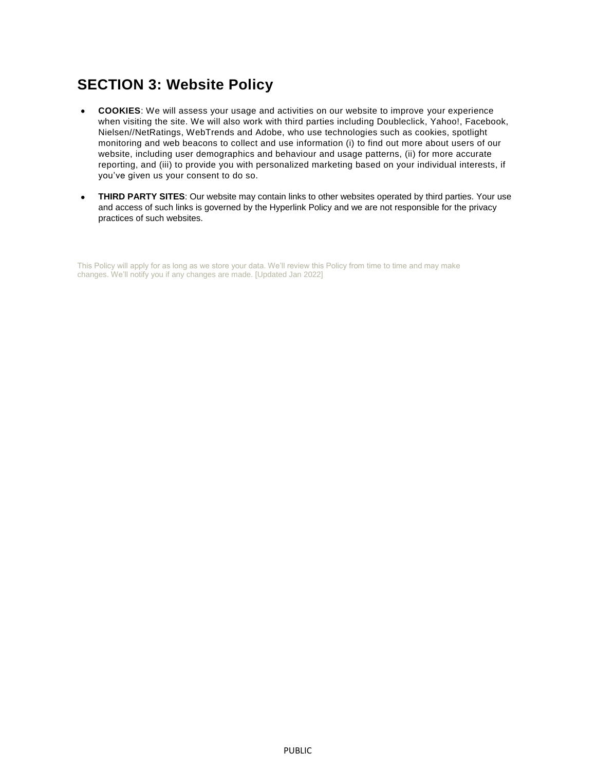## SECTION 3: Website Policy

- **COOKIES**: We will assess your usage and activities on our website to improve your experience when visiting the site. We will also work with third parties including Doubleclick, Yahoo!, Facebook, Nielsen//NetRatings, WebTrends and Adobe, who use technologies such as cookies, spotlight monitoring and web beacons to collect and use information (i) to find out more about users of our website, including user demographics and behaviour and usage patterns, (ii) for more accurate reporting, and (iii) to provide you with personalized marketing based on your individual interests, if you've given us your consent to do so.

- **THIRD PARTY SITES**: Our website may contain links to other websites operated by third parties. Your use and access of such links is governed by the Hyperlink Policy and we are not responsible for the privacy practices of such websites.

This Policy will apply for as long as we store your data. We'll review this Policy from time to time and may make changes. We'll notify you if any changes are made. [Updated Jan 2022]